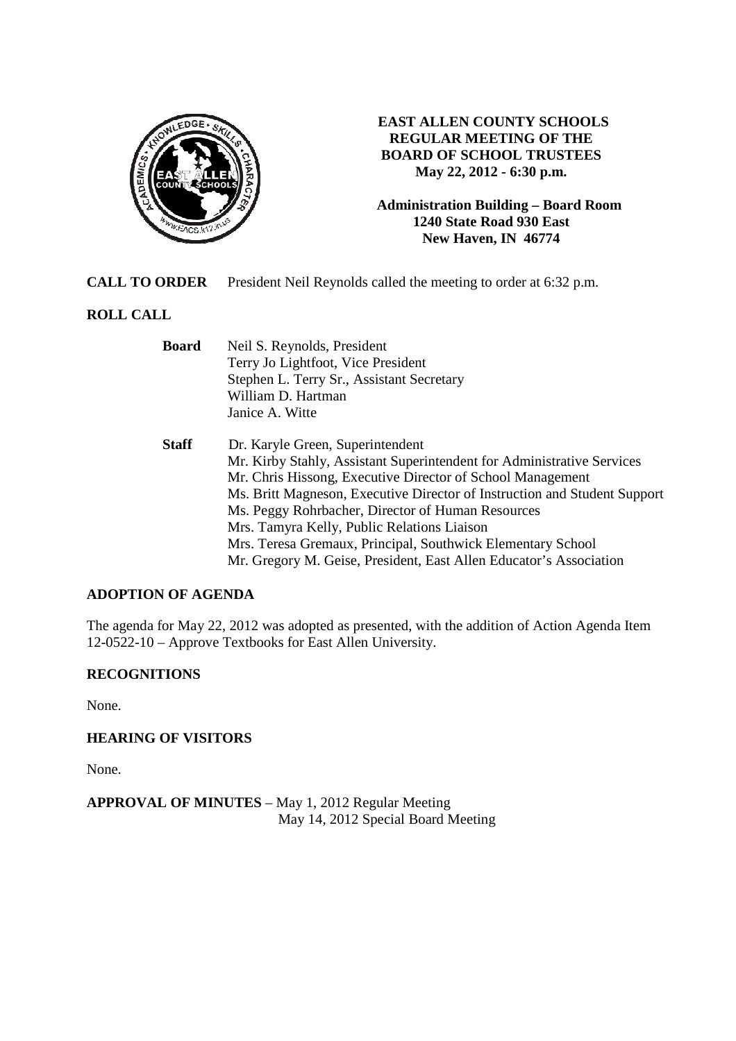# EAST ALLEN COUNTY SCHOOLS
## REGULAR MEETING OF THE BOARD OF SCHOOL TRUSTEES
**May 22, 2012 - 6:30 p.m.**

**Administration Building – Board Room**
**1240 State Road 930 East**
**New Haven, IN 46774**

**CALL TO ORDER** President Neil Reynolds called the meeting to order at 6:32 p.m.

**ROLL CALL**

**Board**
- Neil S. Reynolds, President
- Terry Jo Lightfoot, Vice President
- Stephen L. Terry Sr., Assistant Secretary
- William D. Hartman
- Janice A. Witte

**Staff**
- Dr. Karyle Green, Superintendent
- Mr. Kirby Stahly, Assistant Superintendent for Administrative Services
- Mr. Chris Hissong, Executive Director of School Management
- Ms. Britt Magneson, Executive Director of Instruction and Student Support
- Ms. Peggy Rohrbacher, Director of Human Resources
- Mrs. Tamyra Kelly, Public Relations Liaison
- Mrs. Teresa Gremaux, Principal, Southwick Elementary School
- Mr. Gregory M. Geise, President, East Allen Educator's Association

**ADOPTION OF AGENDA**

The agenda for May 22, 2012 was adopted as presented, with the addition of Action Agenda Item 12-0522-10 – Approve Textbooks for East Allen University.

**RECOGNITIONS**

None.

**HEARING OF VISITORS**

None.

**APPROVAL OF MINUTES** – May 1, 2012 Regular Meeting
May 14, 2012 Special Board Meeting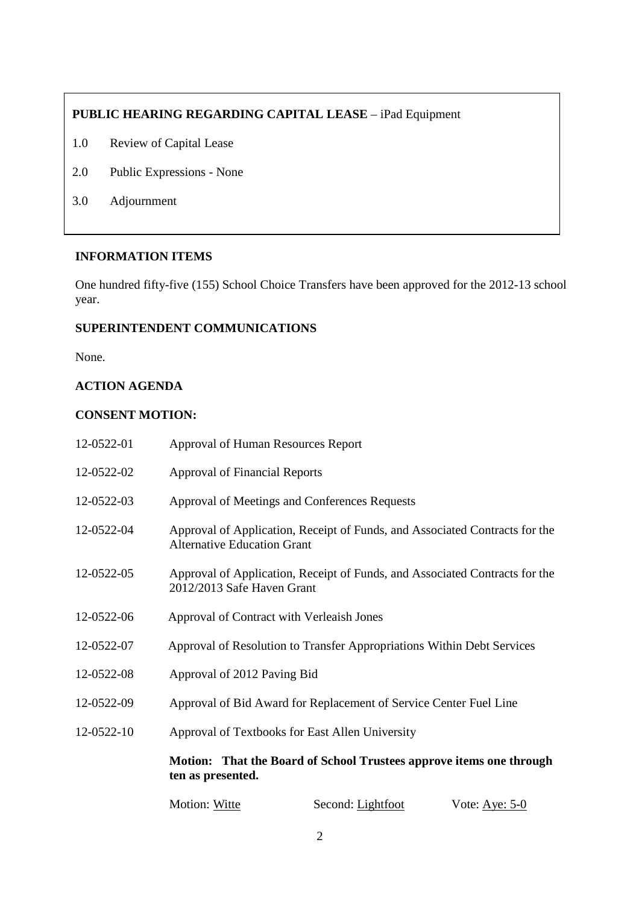**PUBLIC HEARING REGARDING CAPITAL LEASE** – iPad Equipment

1.0 Review of Capital Lease

2.0 Public Expressions - None

3.0 Adjournment

**INFORMATION ITEMS**

One hundred fifty-five (155) School Choice Transfers have been approved for the 2012-13 school year.

**SUPERINTENDENT COMMUNICATIONS**

None.

**ACTION AGENDA**

**CONSENT MOTION:**

| | |
|---|---|
| 12-0522-01 | Approval of Human Resources Report |
| 12-0522-02 | Approval of Financial Reports |
| 12-0522-03 | Approval of Meetings and Conferences Requests |
| 12-0522-04 | Approval of Application, Receipt of Funds, and Associated Contracts for the Alternative Education Grant |
| 12-0522-05 | Approval of Application, Receipt of Funds, and Associated Contracts for the 2012/2013 Safe Haven Grant |
| 12-0522-06 | Approval of Contract with Verleaish Jones |
| 12-0522-07 | Approval of Resolution to Transfer Appropriations Within Debt Services |
| 12-0522-08 | Approval of 2012 Paving Bid |
| 12-0522-09 | Approval of Bid Award for Replacement of Service Center Fuel Line |
| 12-0522-10 | Approval of Textbooks for East Allen University |

**Motion: That the Board of School Trustees approve items one through ten as presented.**

Motion: Witte Second: Lightfoot Vote: Aye: 5-0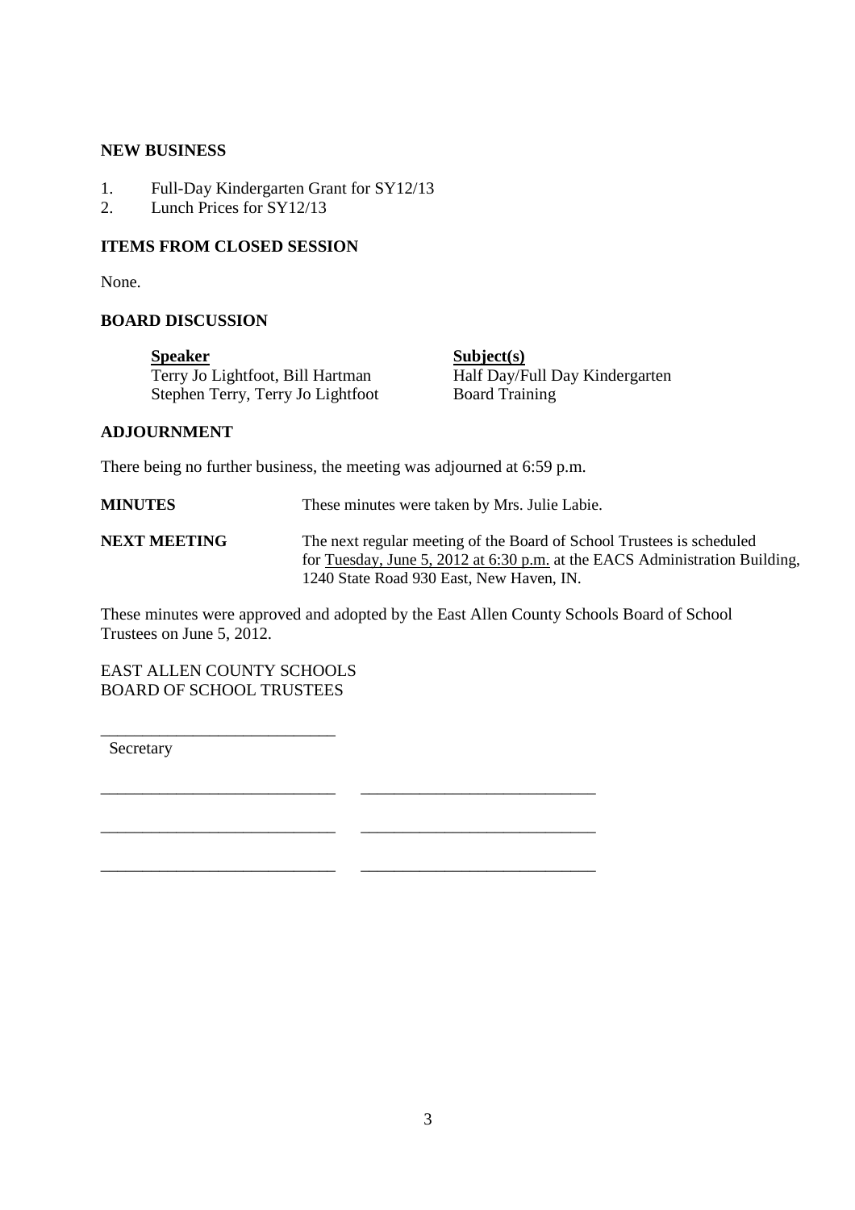**NEW BUSINESS**

1. Full-Day Kindergarten Grant for SY12/13
2. Lunch Prices for SY12/13

**ITEMS FROM CLOSED SESSION**

None.

**BOARD DISCUSSION**

| Speaker | Subject(s) |
| --- | --- |
| Terry Jo Lightfoot, Bill Hartman | Half Day/Full Day Kindergarten |
| Stephen Terry, Terry Jo Lightfoot | Board Training |

**ADJOURNMENT**

There being no further business, the meeting was adjourned at 6:59 p.m.

**MINUTES** These minutes were taken by Mrs. Julie Labie.

**NEXT MEETING** The next regular meeting of the Board of School Trustees is scheduled for Tuesday, June 5, 2012 at 6:30 p.m. at the EACS Administration Building, 1240 State Road 930 East, New Haven, IN.

These minutes were approved and adopted by the East Allen County Schools Board of School Trustees on June 5, 2012.

EAST ALLEN COUNTY SCHOOLS
BOARD OF SCHOOL TRUSTEES

____________________________
Secretary

____________________________ ____________________________

____________________________ ____________________________

____________________________ ____________________________